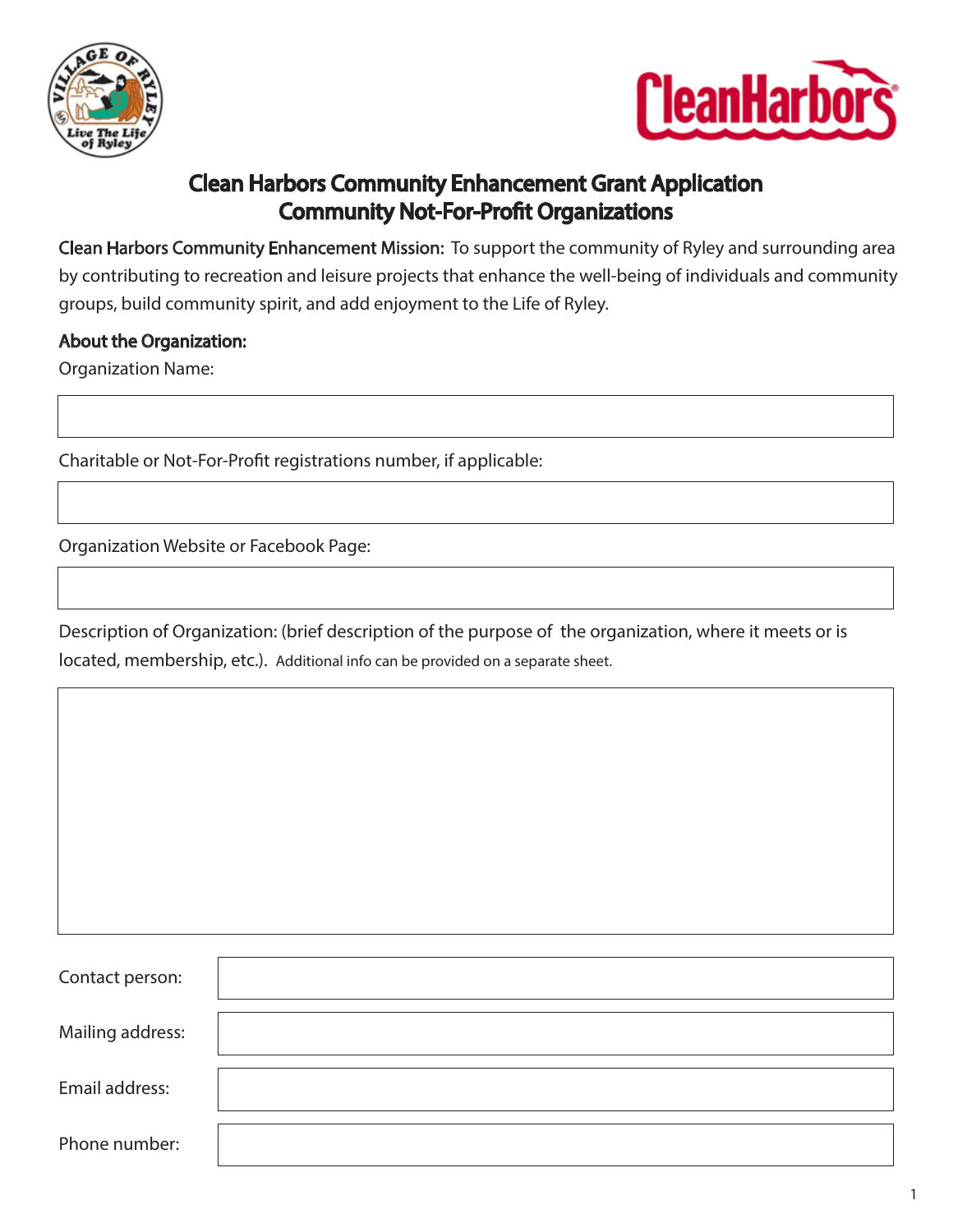# Clean Harbors Community Enhancement Grant Application
# Community Not-For-Profit Organizations

**Clean Harbors Community Enhancement Mission:** To support the community of Ryley and surrounding area by contributing to recreation and leisure projects that enhance the well-being of individuals and community groups, build community spirit, and add enjoyment to the Life of Ryley.

## About the Organization:

Organization Name:

Charitable or Not-For-Profit registrations number, if applicable:

Organization Website or Facebook Page:

Description of Organization: (brief description of the purpose of the organization, where it meets or is located, membership, etc.). Additional info can be provided on a separate sheet.

Contact person:

Mailing address:

Email address:

Phone number: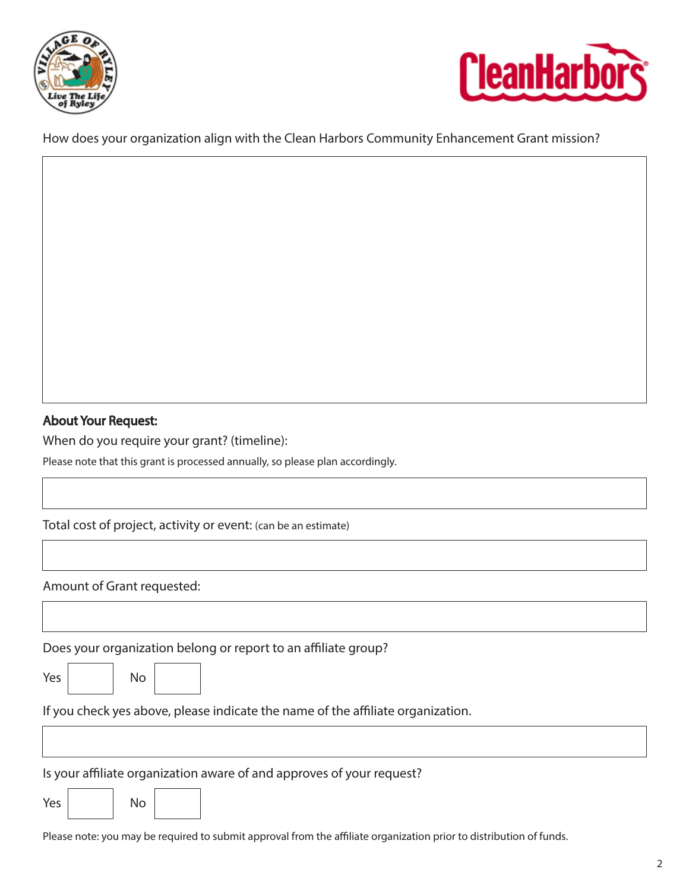How does your organization align with the Clean Harbors Community Enhancement Grant mission?

**About Your Request:**

When do you require your grant? (timeline):

Please note that this grant is processed annually, so please plan accordingly.

Total cost of project, activity or event: (can be an estimate)

Amount of Grant requested:

Does your organization belong or report to an affiliate group?

Yes ☐ No ☐

If you check yes above, please indicate the name of the affiliate organization.

Is your affiliate organization aware of and approves of your request?

Yes ☐ No ☐

Please note: you may be required to submit approval from the affiliate organization prior to distribution of funds.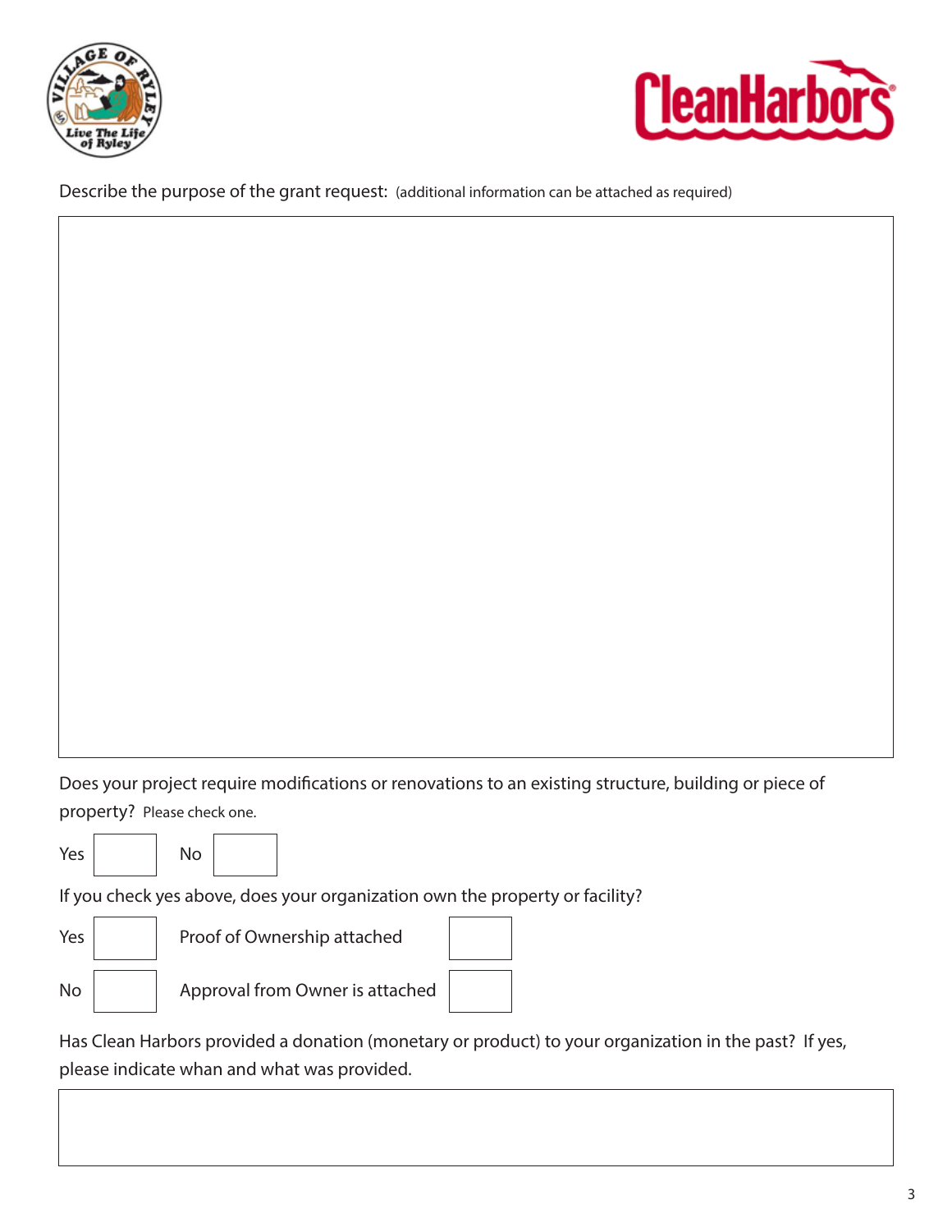Describe the purpose of the grant request: (additional information can be attached as required)

Does your project require modifications or renovations to an existing structure, building or piece of property? Please check one.

Yes ☐ No ☐

If you check yes above, does your organization own the property or facility?

Yes ☐ Proof of Ownership attached ☐

No ☐ Approval from Owner is attached ☐

Has Clean Harbors provided a donation (monetary or product) to your organization in the past? If yes, please indicate whan and what was provided.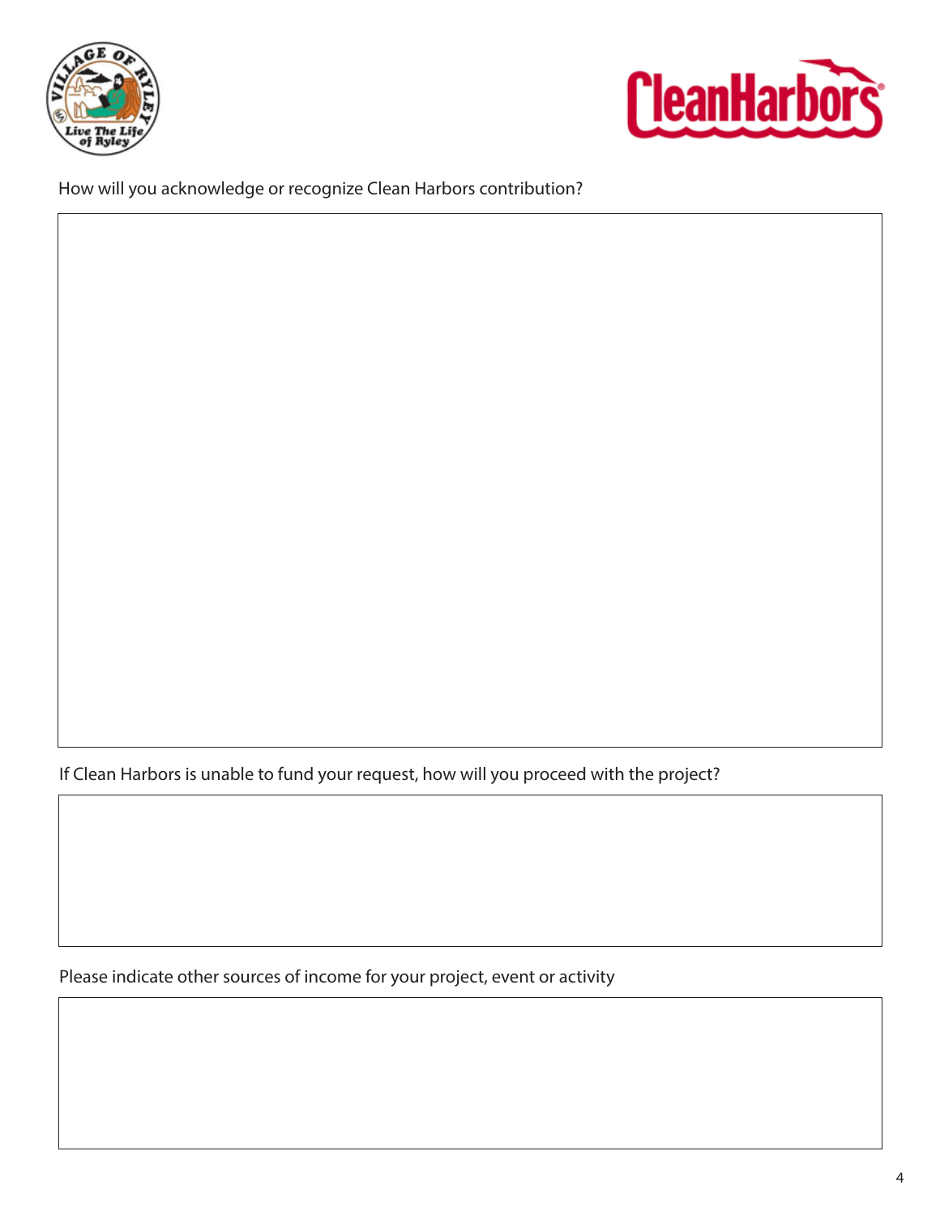How will you acknowledge or recognize Clean Harbors contribution?

If Clean Harbors is unable to fund your request, how will you proceed with the project?

Please indicate other sources of income for your project, event or activity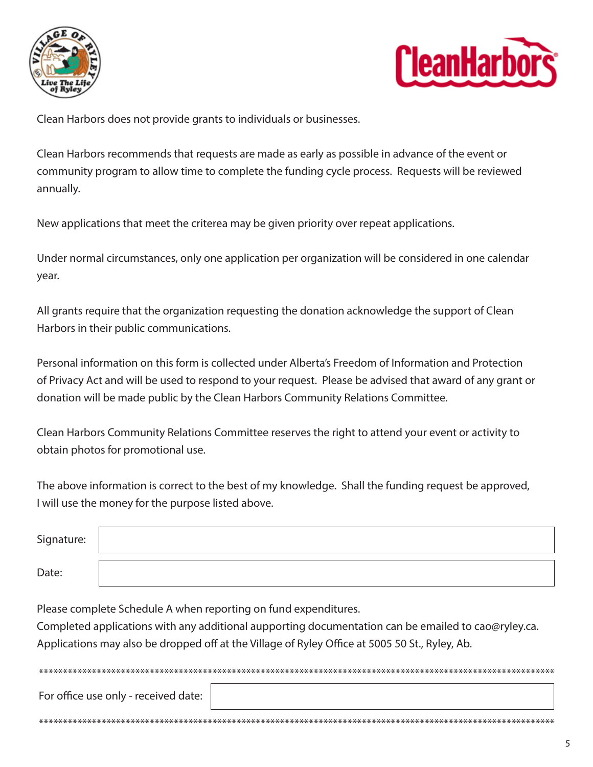Clean Harbors does not provide grants to individuals or businesses.

Clean Harbors recommends that requests are made as early as possible in advance of the event or community program to allow time to complete the funding cycle process. Requests will be reviewed annually.

New applications that meet the criterea may be given priority over repeat applications.

Under normal circumstances, only one application per organization will be considered in one calendar year.

All grants require that the organization requesting the donation acknowledge the support of Clean Harbors in their public communications.

Personal information on this form is collected under Alberta's Freedom of Information and Protection of Privacy Act and will be used to respond to your request. Please be advised that award of any grant or donation will be made public by the Clean Harbors Community Relations Committee.

Clean Harbors Community Relations Committee reserves the right to attend your event or activity to obtain photos for promotional use.

The above information is correct to the best of my knowledge. Shall the funding request be approved, I will use the money for the purpose listed above.

| Signature: | |
|---|---|
| Date: | |

Please complete Schedule A when reporting on fund expenditures.
Completed applications with any additional aupporting documentation can be emailed to cao@ryley.ca.
Applications may also be dropped off at the Village of Ryley Office at 5005 50 St., Ryley, Ab.

**************************************************************************************************************

| For office use only - received date: | |
|---|---|

**************************************************************************************************************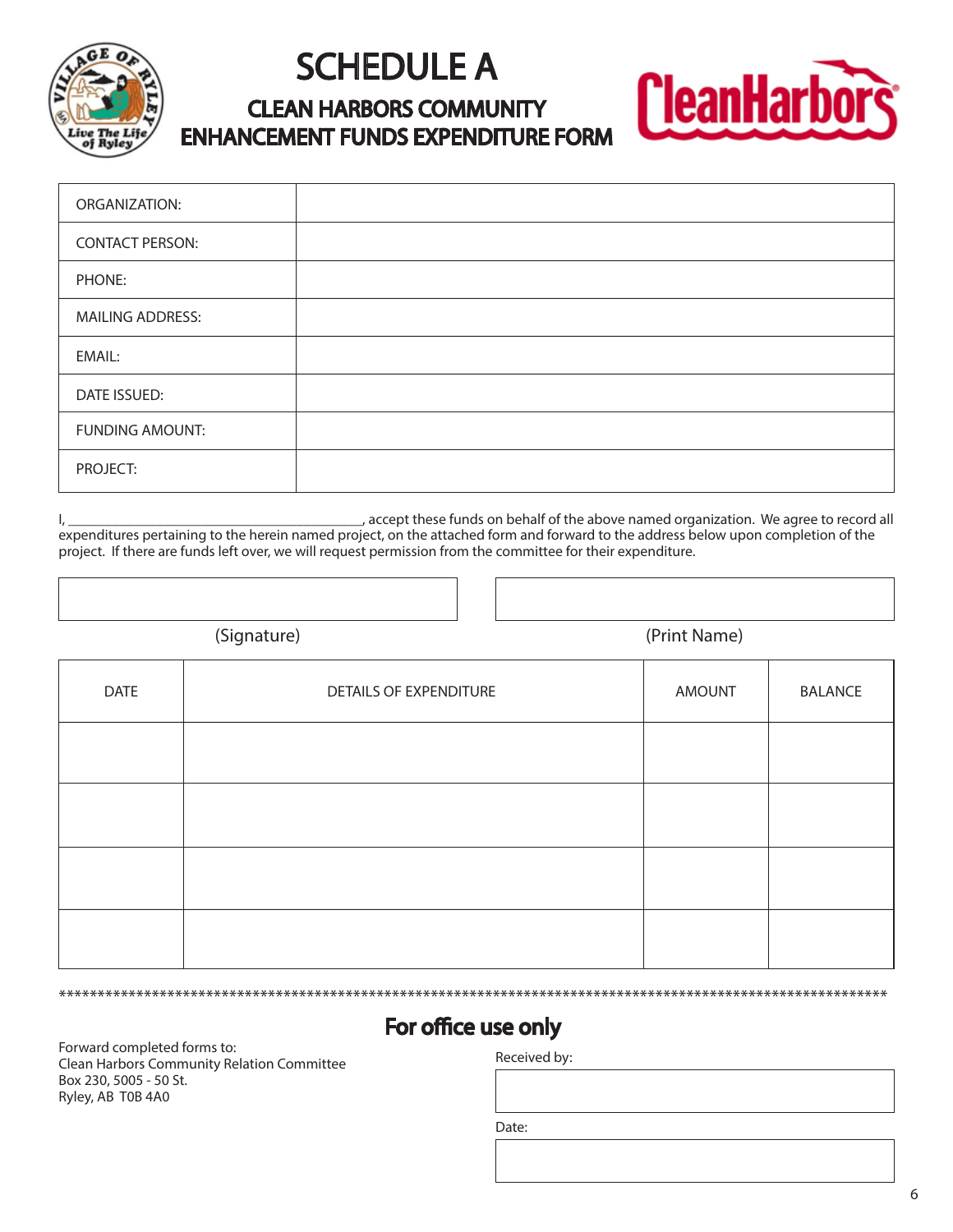# SCHEDULE A

## CLEAN HARBORS COMMUNITY ENHANCEMENT FUNDS EXPENDITURE FORM

| | |
|---|---|
| ORGANIZATION: | |
| CONTACT PERSON: | |
| PHONE: | |
| MAILING ADDRESS: | |
| EMAIL: | |
| DATE ISSUED: | |
| FUNDING AMOUNT: | |
| PROJECT: | |

I, ________________________________________, accept these funds on behalf of the above named organization. We agree to record all expenditures pertaining to the herein named project, on the attached form and forward to the address below upon completion of the project. If there are funds left over, we will request permission from the committee for their expenditure.

(Signature) (Print Name)

| DATE | DETAILS OF EXPENDITURE | AMOUNT | BALANCE |
|---|---|---|---|
| | | | |
| | | | |
| | | | |
| | | | |

****************************************************************************************************************

## For office use only

Forward completed forms to:
Clean Harbors Community Relation Committee
Box 230, 5005 - 50 St.
Ryley, AB T0B 4A0

Received by:

Date: